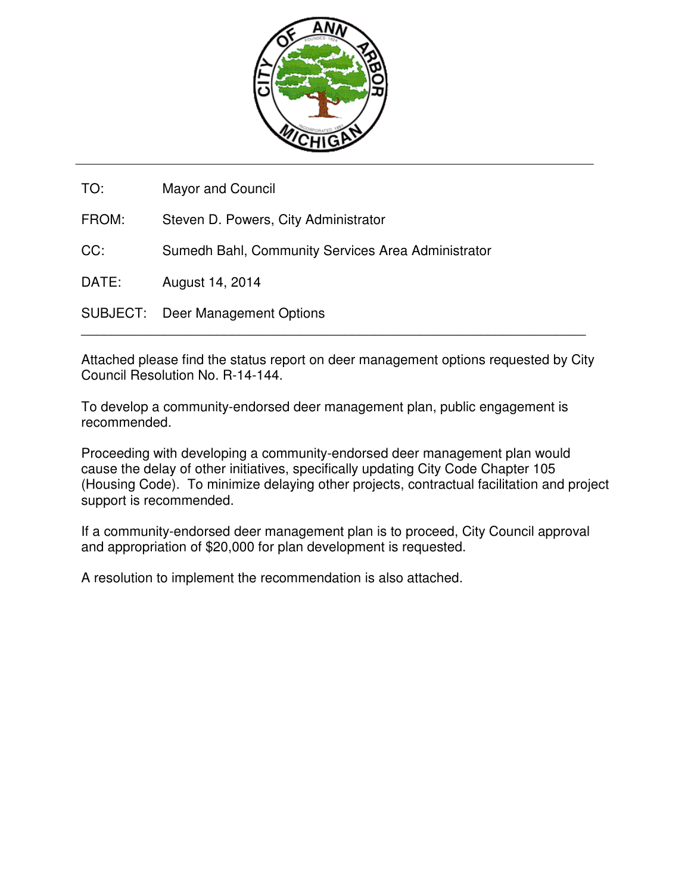TO: Mayor and Council

FROM: Steven D. Powers, City Administrator

CC: Sumedh Bahl, Community Services Area Administrator

DATE: August 14, 2014

SUBJECT: Deer Management Options

---

Attached please find the status report on deer management options requested by City Council Resolution No. R-14-144.

To develop a community-endorsed deer management plan, public engagement is recommended.

Proceeding with developing a community-endorsed deer management plan would cause the delay of other initiatives, specifically updating City Code Chapter 105 (Housing Code). To minimize delaying other projects, contractual facilitation and project support is recommended.

If a community-endorsed deer management plan is to proceed, City Council approval and appropriation of $20,000 for plan development is requested.

A resolution to implement the recommendation is also attached.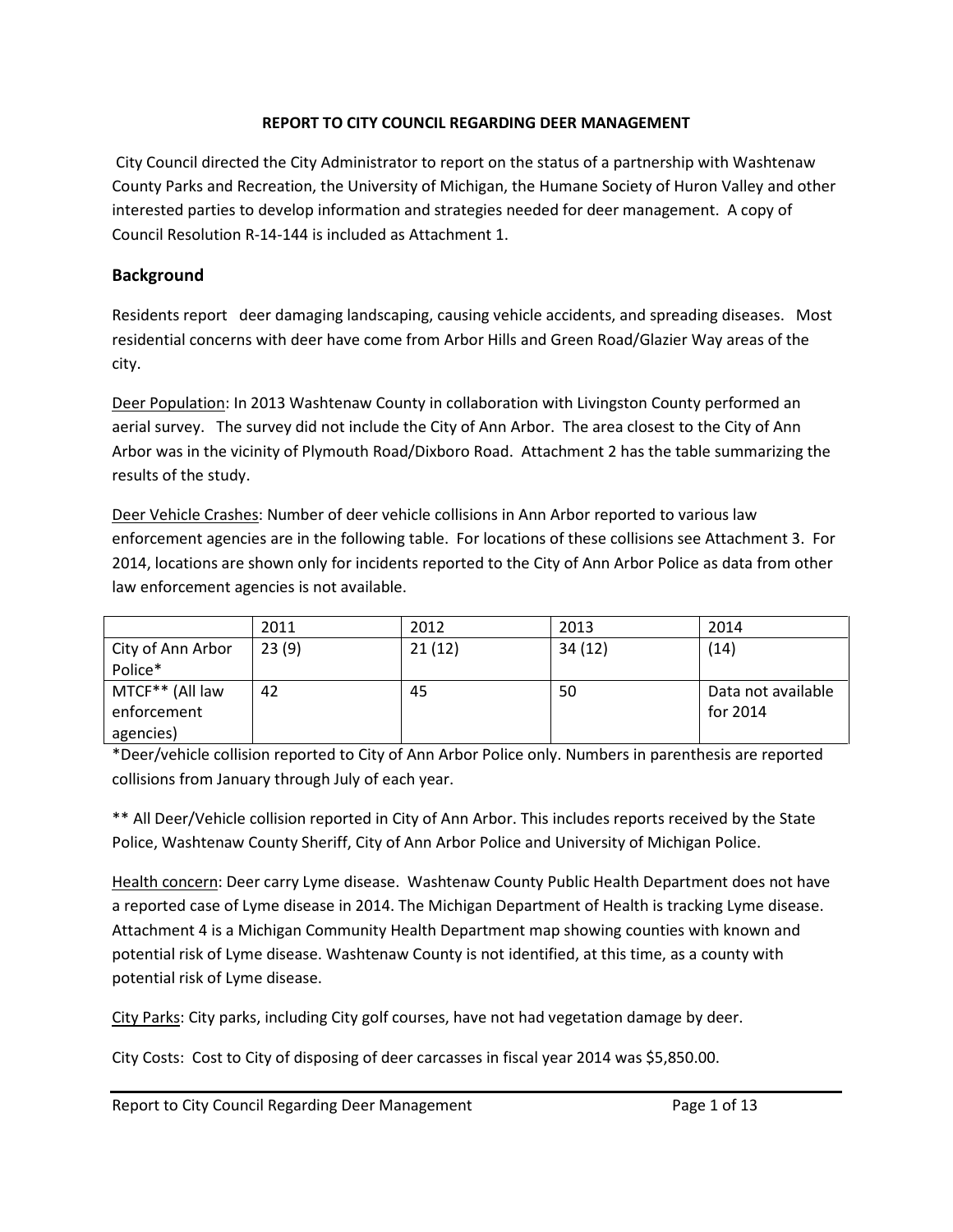**REPORT TO CITY COUNCIL REGARDING DEER MANAGEMENT**

City Council directed the City Administrator to report on the status of a partnership with Washtenaw County Parks and Recreation, the University of Michigan, the Humane Society of Huron Valley and other interested parties to develop information and strategies needed for deer management. A copy of Council Resolution R-14-144 is included as Attachment 1.

## Background

Residents report deer damaging landscaping, causing vehicle accidents, and spreading diseases. Most residential concerns with deer have come from Arbor Hills and Green Road/Glazier Way areas of the city.

Deer Population: In 2013 Washtenaw County in collaboration with Livingston County performed an aerial survey. The survey did not include the City of Ann Arbor. The area closest to the City of Ann Arbor was in the vicinity of Plymouth Road/Dixboro Road. Attachment 2 has the table summarizing the results of the study.

Deer Vehicle Crashes: Number of deer vehicle collisions in Ann Arbor reported to various law enforcement agencies are in the following table. For locations of these collisions see Attachment 3. For 2014, locations are shown only for incidents reported to the City of Ann Arbor Police as data from other law enforcement agencies is not available.

| | 2011 | 2012 | 2013 | 2014 |
|---|---|---|---|---|
| City of Ann Arbor Police* | 23 (9) | 21 (12) | 34 (12) | (14) |
| MTCF** (All law enforcement agencies) | 42 | 45 | 50 | Data not available for 2014 |

*Deer/vehicle collision reported to City of Ann Arbor Police only. Numbers in parenthesis are reported collisions from January through July of each year.

** All Deer/Vehicle collision reported in City of Ann Arbor. This includes reports received by the State Police, Washtenaw County Sheriff, City of Ann Arbor Police and University of Michigan Police.

Health concern: Deer carry Lyme disease. Washtenaw County Public Health Department does not have a reported case of Lyme disease in 2014. The Michigan Department of Health is tracking Lyme disease. Attachment 4 is a Michigan Community Health Department map showing counties with known and potential risk of Lyme disease. Washtenaw County is not identified, at this time, as a county with potential risk of Lyme disease.

City Parks: City parks, including City golf courses, have not had vegetation damage by deer.

City Costs: Cost to City of disposing of deer carcasses in fiscal year 2014 was $5,850.00.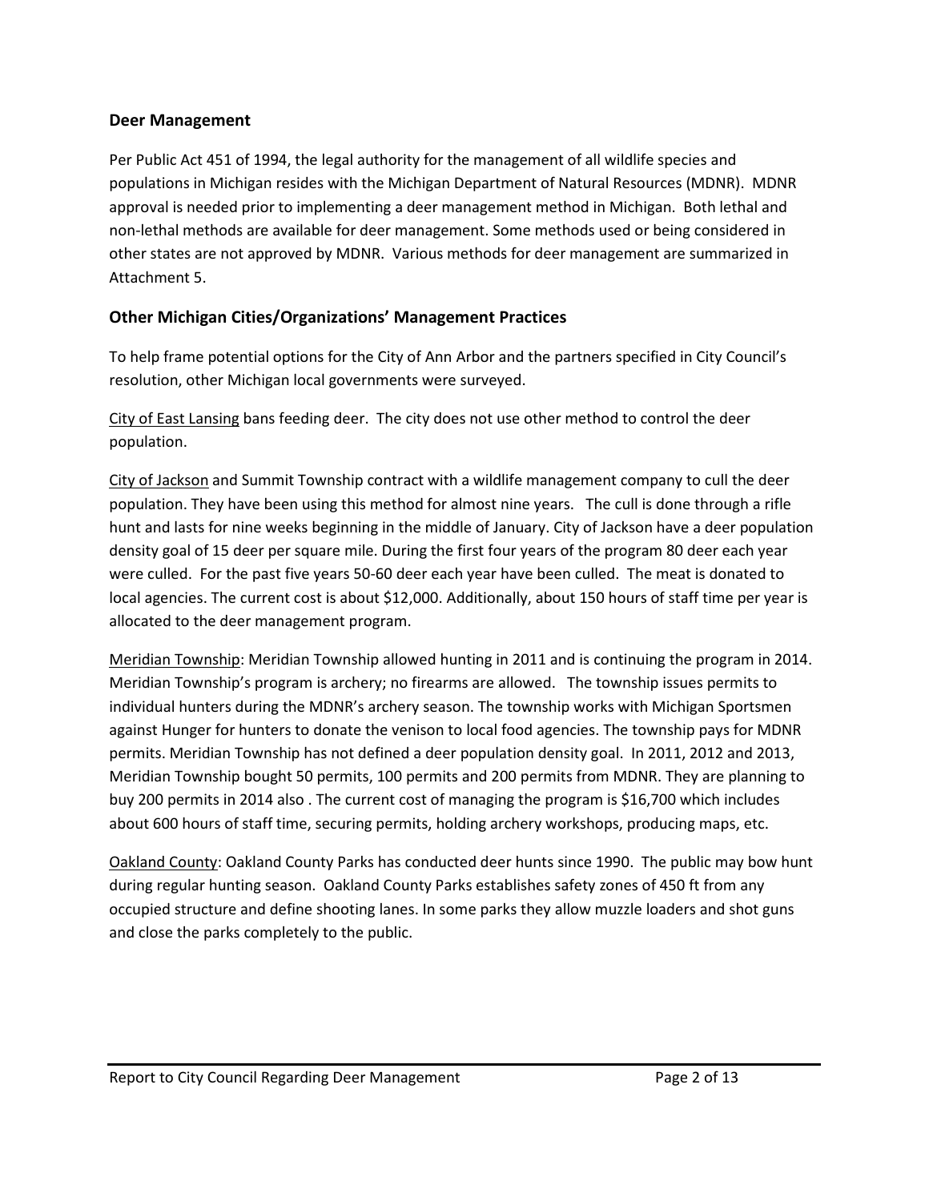## Deer Management

Per Public Act 451 of 1994, the legal authority for the management of all wildlife species and populations in Michigan resides with the Michigan Department of Natural Resources (MDNR). MDNR approval is needed prior to implementing a deer management method in Michigan. Both lethal and non-lethal methods are available for deer management. Some methods used or being considered in other states are not approved by MDNR. Various methods for deer management are summarized in Attachment 5.

## Other Michigan Cities/Organizations' Management Practices

To help frame potential options for the City of Ann Arbor and the partners specified in City Council's resolution, other Michigan local governments were surveyed.

<u>City of East Lansing</u> bans feeding deer. The city does not use other method to control the deer population.

<u>City of Jackson</u> and Summit Township contract with a wildlife management company to cull the deer population. They have been using this method for almost nine years. The cull is done through a rifle hunt and lasts for nine weeks beginning in the middle of January. City of Jackson have a deer population density goal of 15 deer per square mile. During the first four years of the program 80 deer each year were culled. For the past five years 50-60 deer each year have been culled. The meat is donated to local agencies. The current cost is about $12,000. Additionally, about 150 hours of staff time per year is allocated to the deer management program.

<u>Meridian Township</u>: Meridian Township allowed hunting in 2011 and is continuing the program in 2014. Meridian Township's program is archery; no firearms are allowed. The township issues permits to individual hunters during the MDNR's archery season. The township works with Michigan Sportsmen against Hunger for hunters to donate the venison to local food agencies. The township pays for MDNR permits. Meridian Township has not defined a deer population density goal. In 2011, 2012 and 2013, Meridian Township bought 50 permits, 100 permits and 200 permits from MDNR. They are planning to buy 200 permits in 2014 also . The current cost of managing the program is $16,700 which includes about 600 hours of staff time, securing permits, holding archery workshops, producing maps, etc.

<u>Oakland County</u>: Oakland County Parks has conducted deer hunts since 1990. The public may bow hunt during regular hunting season. Oakland County Parks establishes safety zones of 450 ft from any occupied structure and define shooting lanes. In some parks they allow muzzle loaders and shot guns and close the parks completely to the public.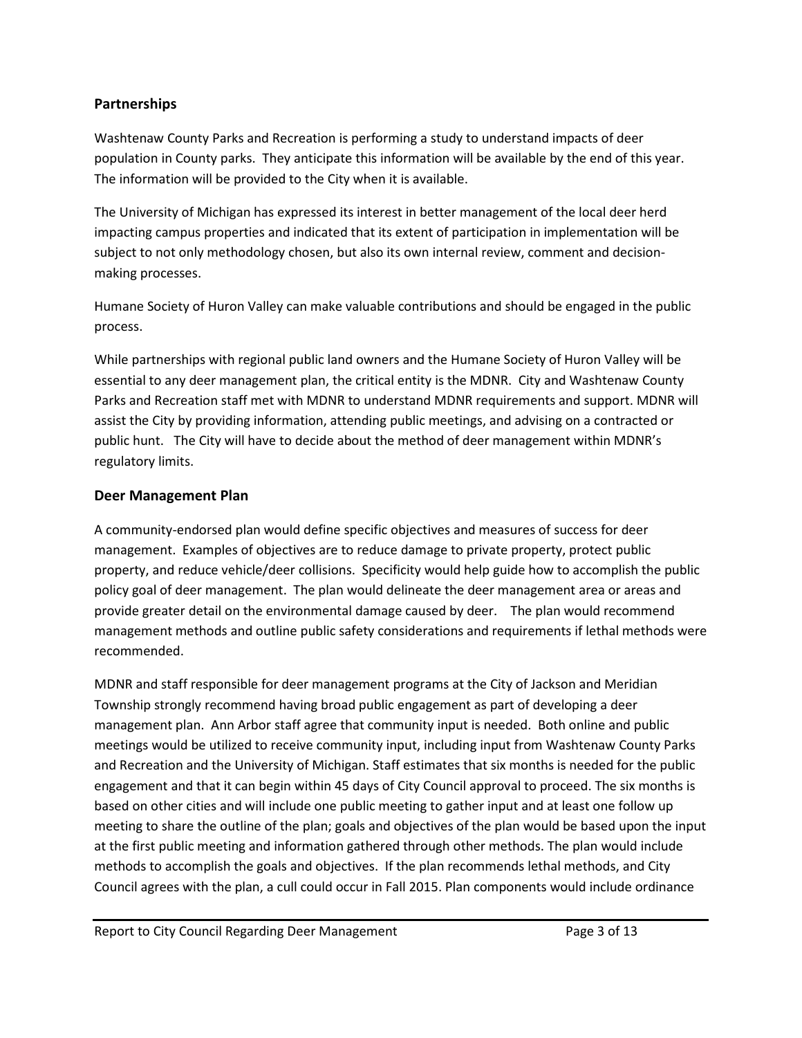## Partnerships

Washtenaw County Parks and Recreation is performing a study to understand impacts of deer population in County parks. They anticipate this information will be available by the end of this year. The information will be provided to the City when it is available.

The University of Michigan has expressed its interest in better management of the local deer herd impacting campus properties and indicated that its extent of participation in implementation will be subject to not only methodology chosen, but also its own internal review, comment and decision-making processes.

Humane Society of Huron Valley can make valuable contributions and should be engaged in the public process.

While partnerships with regional public land owners and the Humane Society of Huron Valley will be essential to any deer management plan, the critical entity is the MDNR. City and Washtenaw County Parks and Recreation staff met with MDNR to understand MDNR requirements and support. MDNR will assist the City by providing information, attending public meetings, and advising on a contracted or public hunt. The City will have to decide about the method of deer management within MDNR's regulatory limits.

## Deer Management Plan

A community-endorsed plan would define specific objectives and measures of success for deer management. Examples of objectives are to reduce damage to private property, protect public property, and reduce vehicle/deer collisions. Specificity would help guide how to accomplish the public policy goal of deer management. The plan would delineate the deer management area or areas and provide greater detail on the environmental damage caused by deer. The plan would recommend management methods and outline public safety considerations and requirements if lethal methods were recommended.

MDNR and staff responsible for deer management programs at the City of Jackson and Meridian Township strongly recommend having broad public engagement as part of developing a deer management plan. Ann Arbor staff agree that community input is needed. Both online and public meetings would be utilized to receive community input, including input from Washtenaw County Parks and Recreation and the University of Michigan. Staff estimates that six months is needed for the public engagement and that it can begin within 45 days of City Council approval to proceed. The six months is based on other cities and will include one public meeting to gather input and at least one follow up meeting to share the outline of the plan; goals and objectives of the plan would be based upon the input at the first public meeting and information gathered through other methods. The plan would include methods to accomplish the goals and objectives. If the plan recommends lethal methods, and City Council agrees with the plan, a cull could occur in Fall 2015. Plan components would include ordinance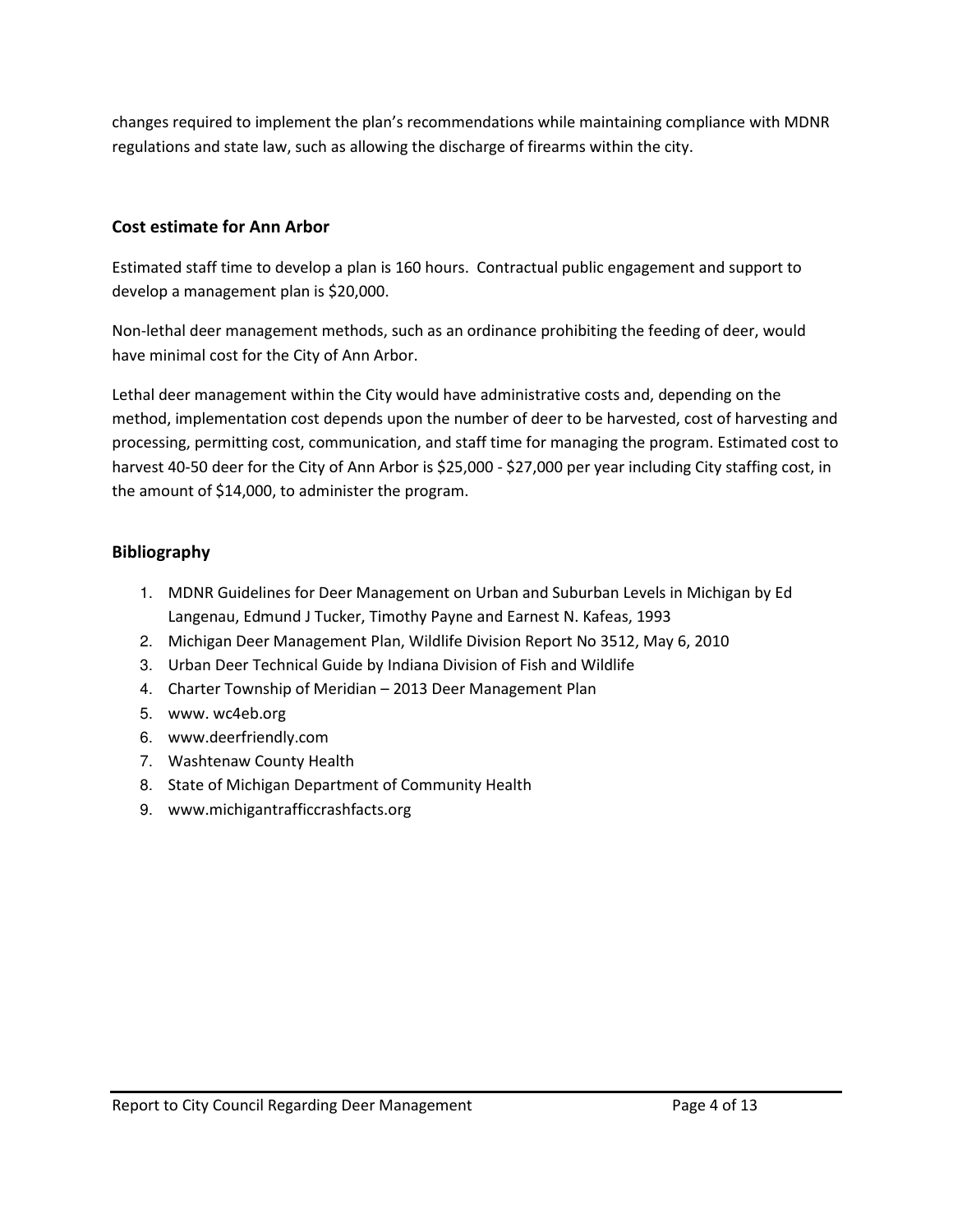changes required to implement the plan's recommendations while maintaining compliance with MDNR regulations and state law, such as allowing the discharge of firearms within the city.

## Cost estimate for Ann Arbor

Estimated staff time to develop a plan is 160 hours. Contractual public engagement and support to develop a management plan is $20,000.

Non-lethal deer management methods, such as an ordinance prohibiting the feeding of deer, would have minimal cost for the City of Ann Arbor.

Lethal deer management within the City would have administrative costs and, depending on the method, implementation cost depends upon the number of deer to be harvested, cost of harvesting and processing, permitting cost, communication, and staff time for managing the program. Estimated cost to harvest 40-50 deer for the City of Ann Arbor is $25,000 - $27,000 per year including City staffing cost, in the amount of $14,000, to administer the program.

## Bibliography

1. MDNR Guidelines for Deer Management on Urban and Suburban Levels in Michigan by Ed Langenau, Edmund J Tucker, Timothy Payne and Earnest N. Kafeas, 1993
2. Michigan Deer Management Plan, Wildlife Division Report No 3512, May 6, 2010
3. Urban Deer Technical Guide by Indiana Division of Fish and Wildlife
4. Charter Township of Meridian – 2013 Deer Management Plan
5. www. wc4eb.org
6. www.deerfriendly.com
7. Washtenaw County Health
8. State of Michigan Department of Community Health
9. www.michigantrafficcrashfacts.org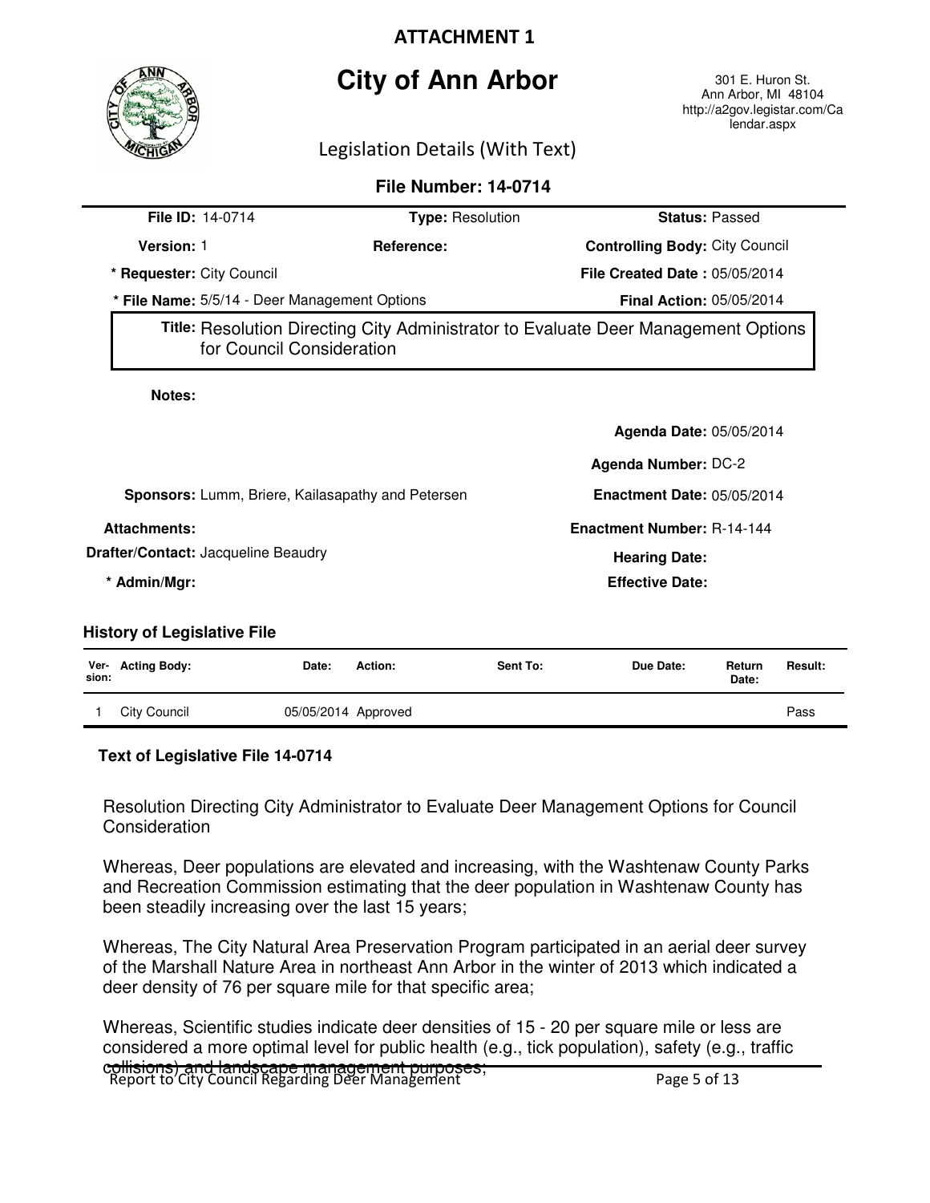**ATTACHMENT 1**

# City of Ann Arbor

301 E. Huron St.
Ann Arbor, MI 48104
http://a2gov.legistar.com/Calendar.aspx

Legislation Details (With Text)

## File Number: 14-0714

**File ID:** 14-0714 **Type:** Resolution **Status:** Passed

**Version:** 1 **Reference:** **Controlling Body:** City Council

**\* Requester:** City Council **File Created Date :** 05/05/2014

**\* File Name:** 5/5/14 - Deer Management Options **Final Action:** 05/05/2014

**Title:** Resolution Directing City Administrator to Evaluate Deer Management Options for Council Consideration

**Notes:**

**Agenda Date:** 05/05/2014

**Agenda Number:** DC-2

**Sponsors:** Lumm, Briere, Kailasapathy and Petersen **Enactment Date:** 05/05/2014

**Attachments:** **Enactment Number:** R-14-144

**Drafter/Contact:** Jacqueline Beaudry **Hearing Date:**

**\* Admin/Mgr:** **Effective Date:**

### History of Legislative File

| Version: | Acting Body: | Date: | Action: | Sent To: | Due Date: | Return Date: | Result: |
|---|---|---|---|---|---|---|---|
| 1 | City Council | 05/05/2014 | Approved | | | | Pass |

### Text of Legislative File 14-0714

Resolution Directing City Administrator to Evaluate Deer Management Options for Council Consideration

Whereas, Deer populations are elevated and increasing, with the Washtenaw County Parks and Recreation Commission estimating that the deer population in Washtenaw County has been steadily increasing over the last 15 years;

Whereas, The City Natural Area Preservation Program participated in an aerial deer survey of the Marshall Nature Area in northeast Ann Arbor in the winter of 2013 which indicated a deer density of 76 per square mile for that specific area;

Whereas, Scientific studies indicate deer densities of 15 - 20 per square mile or less are considered a more optimal level for public health (e.g., tick population), safety (e.g., traffic collisions) and landscape management purposes;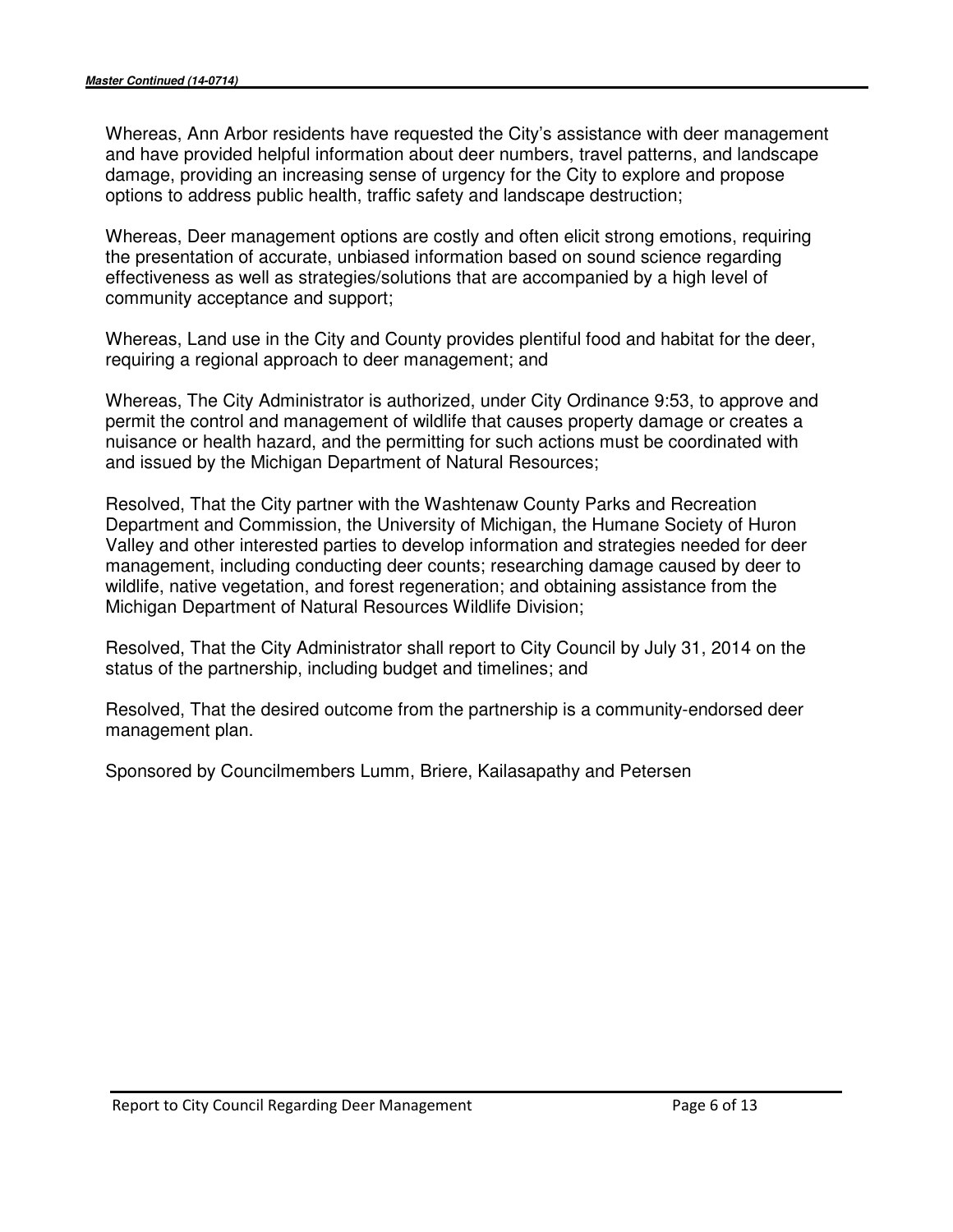Whereas, Ann Arbor residents have requested the City's assistance with deer management and have provided helpful information about deer numbers, travel patterns, and landscape damage, providing an increasing sense of urgency for the City to explore and propose options to address public health, traffic safety and landscape destruction;

Whereas, Deer management options are costly and often elicit strong emotions, requiring the presentation of accurate, unbiased information based on sound science regarding effectiveness as well as strategies/solutions that are accompanied by a high level of community acceptance and support;

Whereas, Land use in the City and County provides plentiful food and habitat for the deer, requiring a regional approach to deer management; and

Whereas, The City Administrator is authorized, under City Ordinance 9:53, to approve and permit the control and management of wildlife that causes property damage or creates a nuisance or health hazard, and the permitting for such actions must be coordinated with and issued by the Michigan Department of Natural Resources;

Resolved, That the City partner with the Washtenaw County Parks and Recreation Department and Commission, the University of Michigan, the Humane Society of Huron Valley and other interested parties to develop information and strategies needed for deer management, including conducting deer counts; researching damage caused by deer to wildlife, native vegetation, and forest regeneration; and obtaining assistance from the Michigan Department of Natural Resources Wildlife Division;

Resolved, That the City Administrator shall report to City Council by July 31, 2014 on the status of the partnership, including budget and timelines; and

Resolved, That the desired outcome from the partnership is a community-endorsed deer management plan.

Sponsored by Councilmembers Lumm, Briere, Kailasapathy and Petersen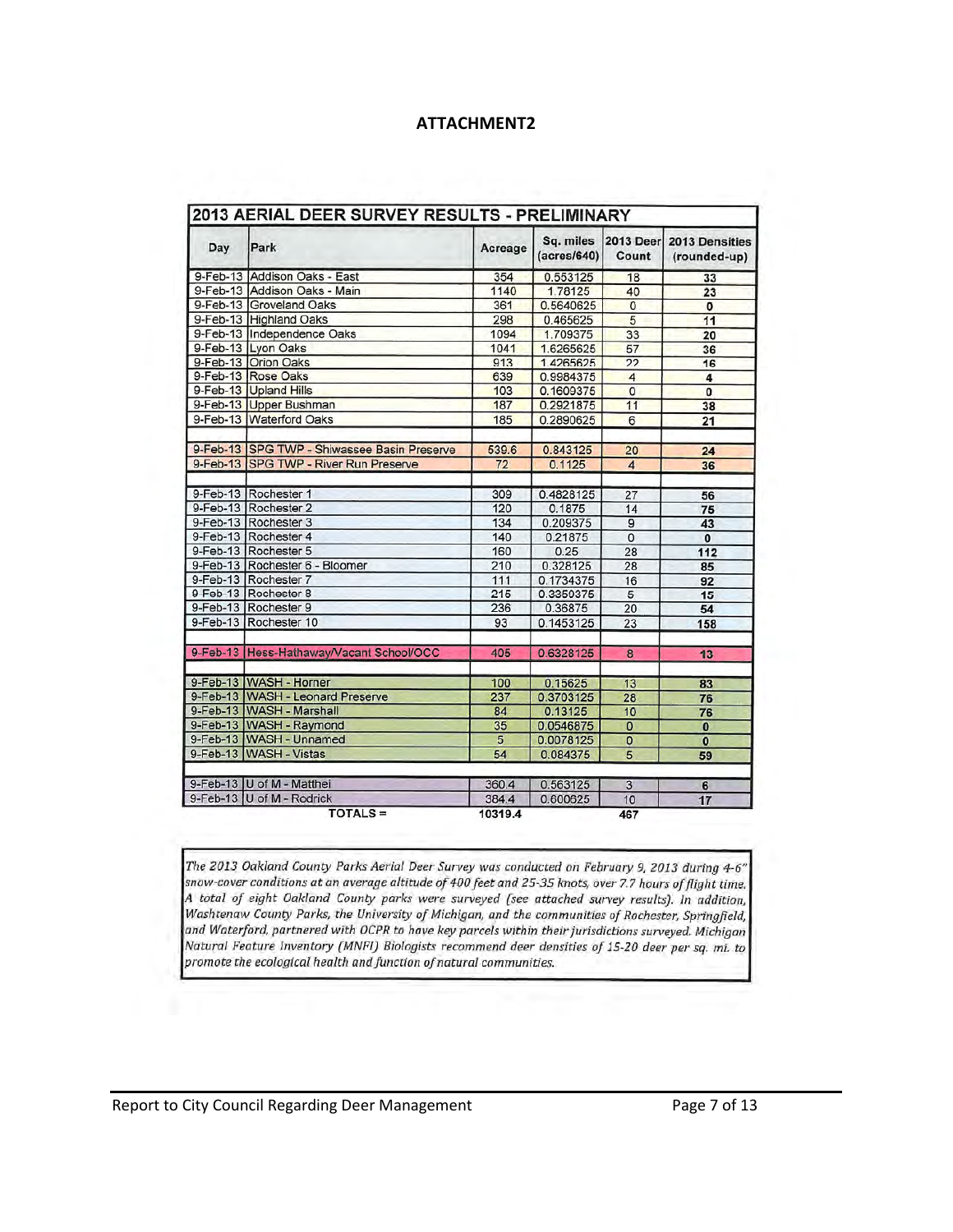## ATTACHMENT2

| 2013 AERIAL DEER SURVEY RESULTS - PRELIMINARY | | | | | |
|---|---|---|---|---|---|
| Day | Park | Acreage | Sq. miles (acres/640) | 2013 Deer Count | 2013 Densities (rounded-up) |
| 9-Feb-13 | Addison Oaks - East | 354 | 0.553125 | 18 | 33 |
| 9-Feb-13 | Addison Oaks - Main | 1140 | 1.78125 | 40 | 23 |
| 9-Feb-13 | Groveland Oaks | 361 | 0.5640625 | 0 | 0 |
| 9-Feb-13 | Highland Oaks | 298 | 0.465625 | 5 | 11 |
| 9-Feb-13 | Independence Oaks | 1094 | 1.709375 | 33 | 20 |
| 9-Feb-13 | Lyon Oaks | 1041 | 1.6265625 | 57 | 36 |
| 9-Feb-13 | Orion Oaks | 913 | 1.4265625 | 22 | 16 |
| 9-Feb-13 | Rose Oaks | 639 | 0.9984375 | 4 | 4 |
| 9-Feb-13 | Upland Hills | 103 | 0.1609375 | 0 | 0 |
| 9-Feb-13 | Upper Bushman | 187 | 0.2921875 | 11 | 38 |
| 9-Feb-13 | Waterford Oaks | 185 | 0.2890625 | 6 | 21 |
| | | | | | |
| 9-Feb-13 | SPG TWP - Shiwassee Basin Preserve | 539.6 | 0.843125 | 20 | 24 |
| 9-Feb-13 | SPG TWP - River Run Preserve | 72 | 0.1125 | 4 | 36 |
| | | | | | |
| 9-Feb-13 | Rochester 1 | 309 | 0.4828125 | 27 | 56 |
| 9-Feb-13 | Rochester 2 | 120 | 0.1875 | 14 | 75 |
| 9-Feb-13 | Rochester 3 | 134 | 0.209375 | 9 | 43 |
| 9-Feb-13 | Rochester 4 | 140 | 0.21875 | 0 | 0 |
| 9-Feb-13 | Rochester 5 | 160 | 0.25 | 28 | 112 |
| 9-Feb-13 | Rochester 6 - Bloomer | 210 | 0.328125 | 28 | 85 |
| 9-Feb-13 | Rochester 7 | 111 | 0.1734375 | 16 | 92 |
| 9-Feb-13 | Rochester 8 | 215 | 0.3359375 | 5 | 15 |
| 9-Feb-13 | Rochester 9 | 236 | 0.36875 | 20 | 54 |
| 9-Feb-13 | Rochester 10 | 93 | 0.1453125 | 23 | 158 |
| | | | | | |
| 9-Feb-13 | Hess-Hathaway/Vacant School/OCC | 405 | 0.6328125 | 8 | 13 |
| | | | | | |
| 9-Feb-13 | WASH - Horner | 100 | 0.15625 | 13 | 83 |
| 9-Feb-13 | WASH - Leonard Preserve | 237 | 0.3703125 | 28 | 76 |
| 9-Feb-13 | WASH - Marshall | 84 | 0.13125 | 10 | 76 |
| 9-Feb-13 | WASH - Raymond | 35 | 0.0546875 | 0 | 0 |
| 9-Feb-13 | WASH - Unnamed | 5 | 0.0078125 | 0 | 0 |
| 9-Feb-13 | WASH - Vistas | 54 | 0.084375 | 5 | 59 |
| | | | | | |
| 9-Feb-13 | U of M - Matthei | 360.4 | 0.563125 | 3 | 6 |
| 9-Feb-13 | U of M - Rodrick | 384.4 | 0.600625 | 10 | 17 |
| | TOTALS = | 10319.4 | | 467 | |

*The 2013 Oakland County Parks Aerial Deer Survey was conducted on February 9, 2013 during 4-6" snow-cover conditions at an average altitude of 400 feet and 25-35 knots, over 7.7 hours of flight time. A total of eight Oakland County parks were surveyed (see attached survey results). In addition, Washtenaw County Parks, the University of Michigan, and the communities of Rochester, Springfield, and Waterford, partnered with OCPR to have key parcels within their jurisdictions surveyed. Michigan Natural Feature Inventory (MNFI) Biologists recommend deer densities of 15-20 deer per sq. mi. to promote the ecological health and function of natural communities.*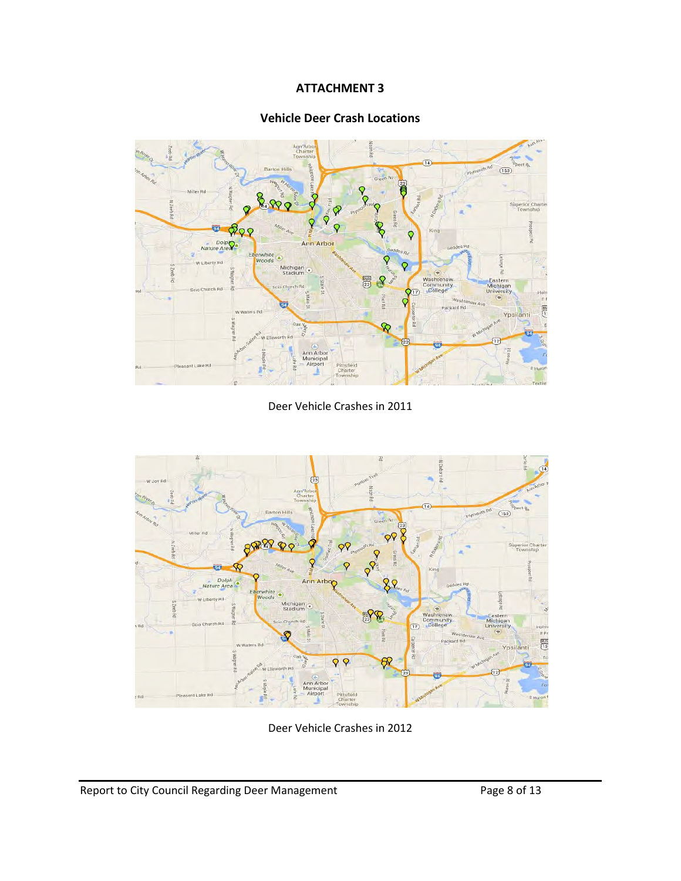**ATTACHMENT 3**

**Vehicle Deer Crash Locations**

Deer Vehicle Crashes in 2011

Deer Vehicle Crashes in 2012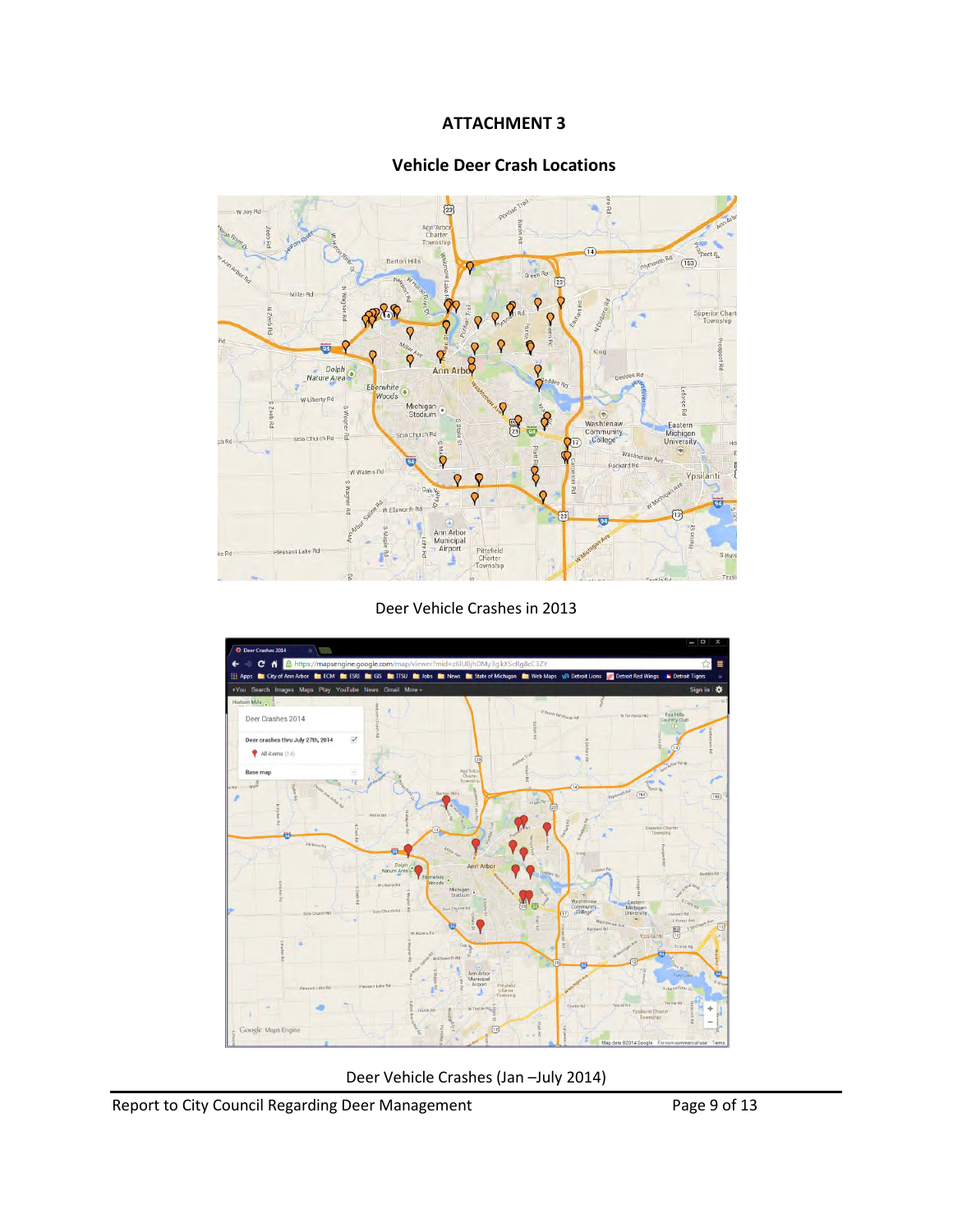## ATTACHMENT 3

### Vehicle Deer Crash Locations

Deer Vehicle Crashes in 2013

Deer Vehicle Crashes (Jan –July 2014)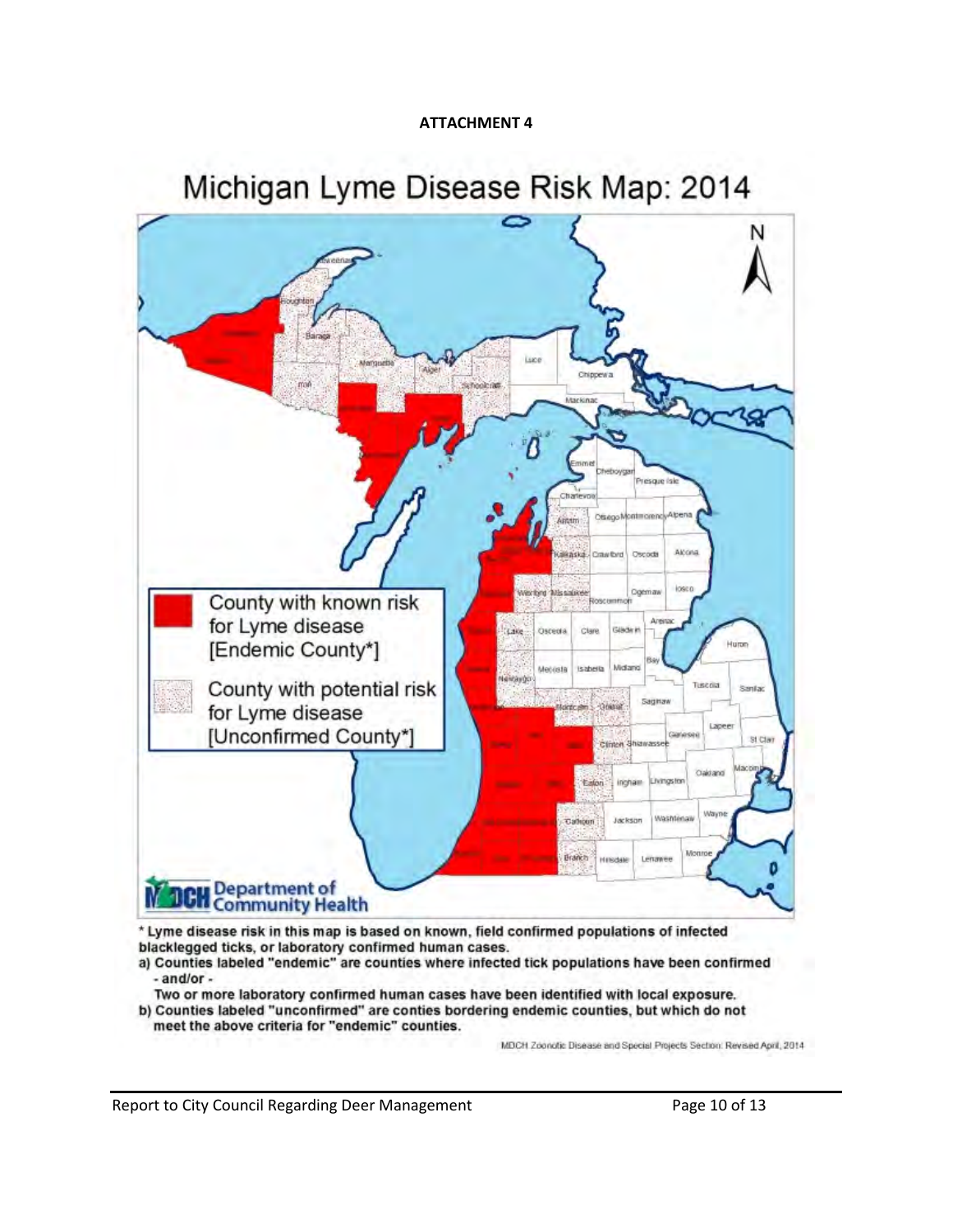**ATTACHMENT 4**

# Michigan Lyme Disease Risk Map: 2014

County with known risk for Lyme disease [Endemic County*]

County with potential risk for Lyme disease [Unconfirmed County*]

Department of Community Health

**\* Lyme disease risk in this map is based on known, field confirmed populations of infected blacklegged ticks, or laboratory confirmed human cases.**

**a) Counties labeled "endemic" are counties where infected tick populations have been confirmed - and/or -**

**Two or more laboratory confirmed human cases have been identified with local exposure.**

**b) Counties labeled "unconfirmed" are conties bordering endemic counties, but which do not meet the above criteria for "endemic" counties.**

MDCH Zoonotic Disease and Special Projects Section: Revised April, 2014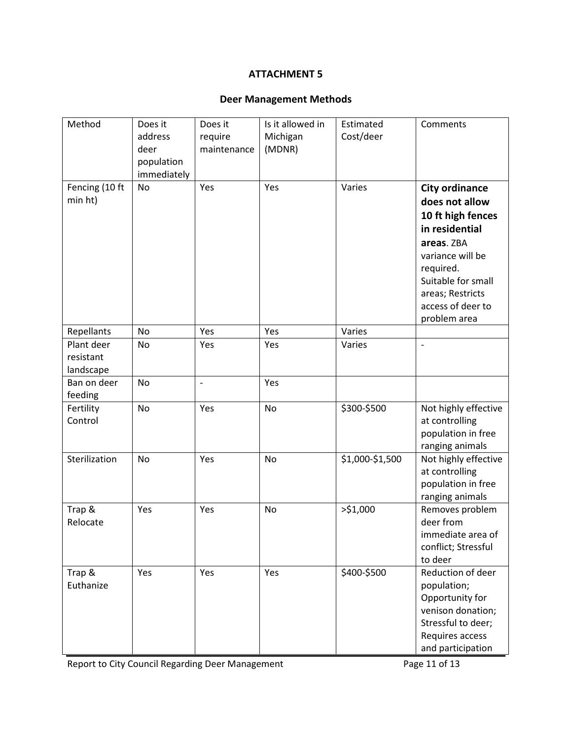# ATTACHMENT 5

## Deer Management Methods

| Method | Does it address deer population immediately | Does it require maintenance | Is it allowed in Michigan (MDNR) | Estimated Cost/deer | Comments |
|---|---|---|---|---|---|
| Fencing (10 ft min ht) | No | Yes | Yes | Varies | **City ordinance does not allow 10 ft high fences in residential areas**. ZBA variance will be required. Suitable for small areas; Restricts access of deer to problem area |
| Repellants | No | Yes | Yes | Varies | |
| Plant deer resistant landscape | No | Yes | Yes | Varies | - |
| Ban on deer feeding | No | - | Yes | | |
| Fertility Control | No | Yes | No | \$300-\$500 | Not highly effective at controlling population in free ranging animals |
| Sterilization | No | Yes | No | \$1,000-\$1,500 | Not highly effective at controlling population in free ranging animals |
| Trap & Relocate | Yes | Yes | No | >\$1,000 | Removes problem deer from immediate area of conflict; Stressful to deer |
| Trap & Euthanize | Yes | Yes | Yes | \$400-\$500 | Reduction of deer population; Opportunity for venison donation; Stressful to deer; Requires access and participation |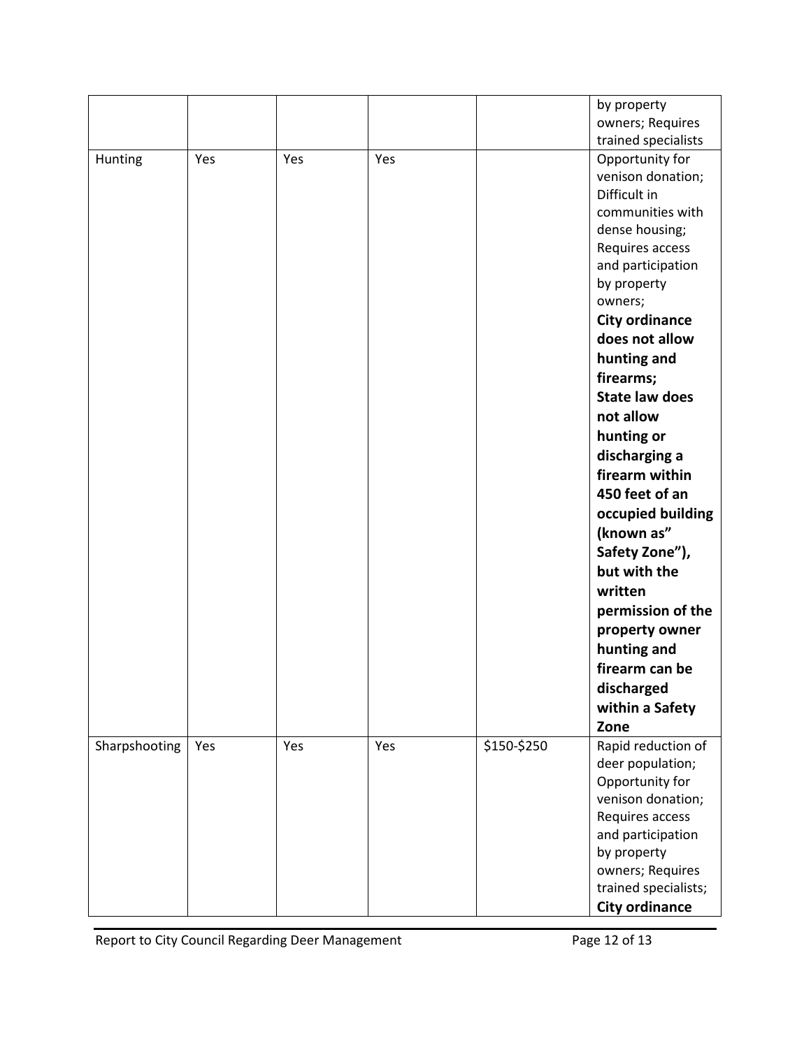|  |  |  |  |  | by property owners; Requires trained specialists |
|---|---|---|---|---|---|
| Hunting | Yes | Yes | Yes |  | Opportunity for venison donation; Difficult in communities with dense housing; Requires access and participation by property owners; **City ordinance does not allow hunting and firearms; State law does not allow hunting or discharging a firearm within 450 feet of an occupied building (known as" Safety Zone"), but with the written permission of the property owner hunting and firearm can be discharged within a Safety Zone** |
| Sharpshooting | Yes | Yes | Yes | \$150-\$250 | Rapid reduction of deer population; Opportunity for venison donation; Requires access and participation by property owners; Requires trained specialists; **City ordinance** |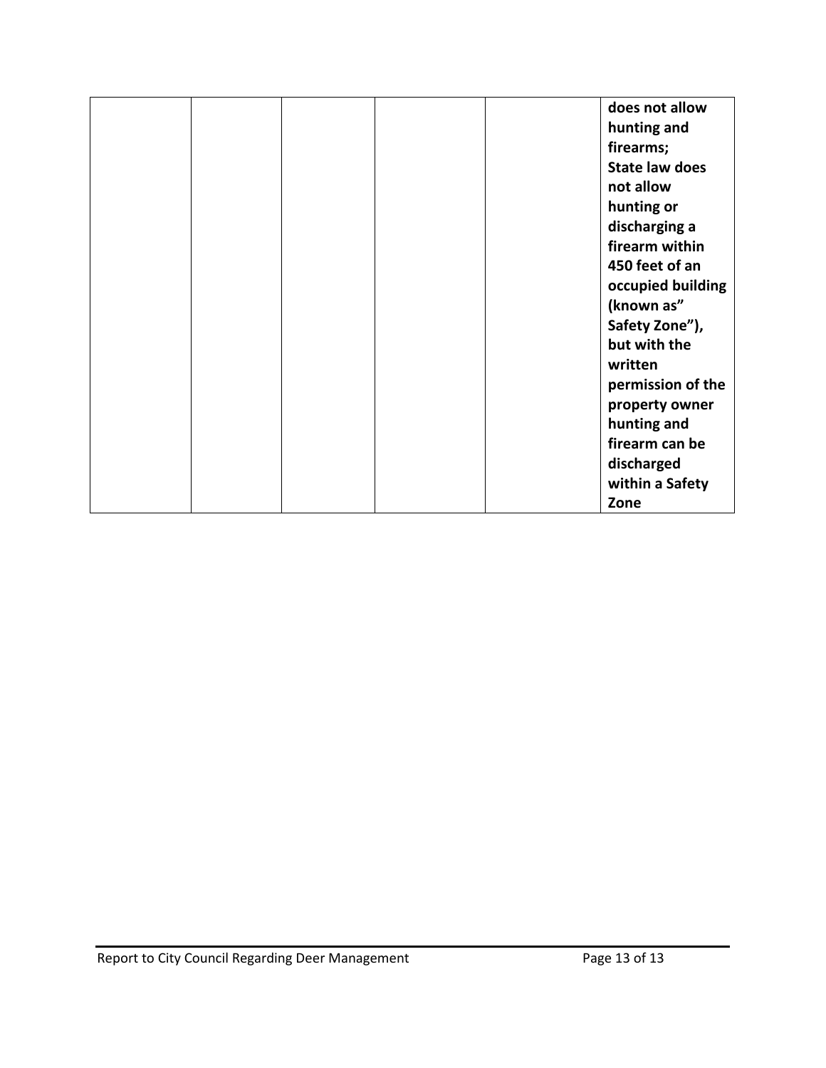| | | | | | |
|---|---|---|---|---|---|
| | | | | | **does not allow hunting and firearms; State law does not allow hunting or discharging a firearm within 450 feet of an occupied building (known as" Safety Zone"), but with the written permission of the property owner hunting and firearm can be discharged within a Safety Zone** |